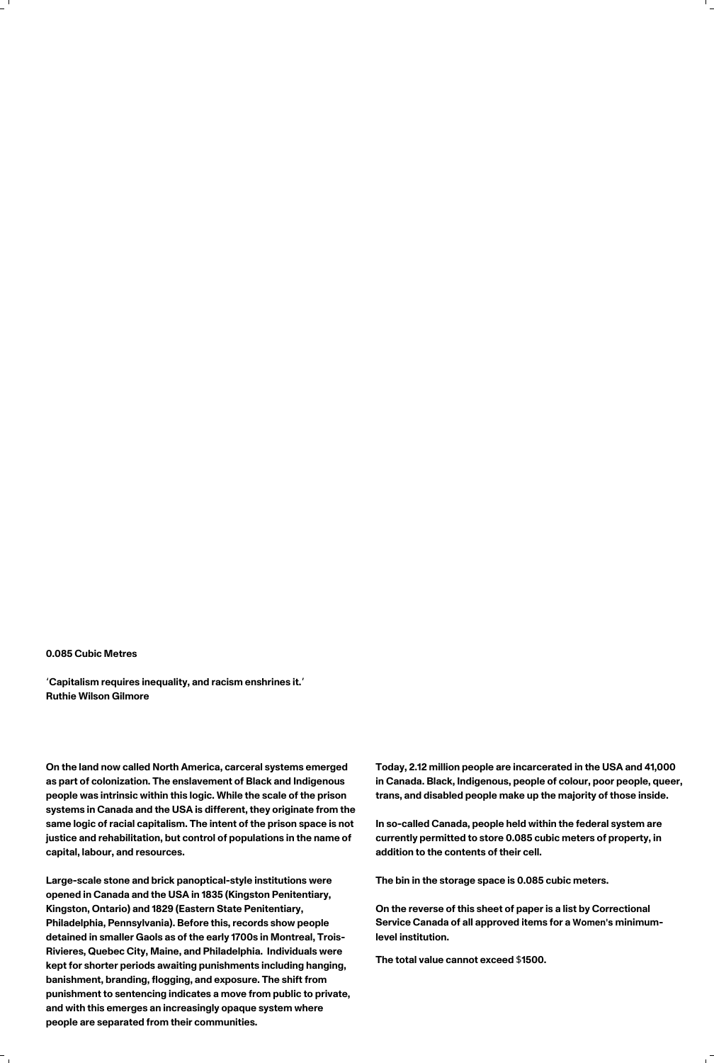# 0.085 Cubic Metres

**'Capitalism requires inequality, and racism enshrines it.'**
**Ruthie Wilson Gilmore**

**On the land now called North America, carceral systems emerged as part of colonization. The enslavement of Black and Indigenous people was intrinsic within this logic. While the scale of the prison systems in Canada and the USA is different, they originate from the same logic of racial capitalism. The intent of the prison space is not justice and rehabilitation, but control of populations in the name of capital, labour, and resources.**

**Large-scale stone and brick panoptical-style institutions were opened in Canada and the USA in 1835 (Kingston Penitentiary, Kingston, Ontario) and 1829 (Eastern State Penitentiary, Philadelphia, Pennsylvania). Before this, records show people detained in smaller Gaols as of the early 1700s in Montreal, Trois-Rivieres, Quebec City, Maine, and Philadelphia. Individuals were kept for shorter periods awaiting punishments including hanging, banishment, branding, flogging, and exposure. The shift from punishment to sentencing indicates a move from public to private, and with this emerges an increasingly opaque system where people are separated from their communities.**

**Today, 2.12 million people are incarcerated in the USA and 41,000 in Canada. Black, Indigenous, people of colour, poor people, queer, trans, and disabled people make up the majority of those inside.**

**In so-called Canada, people held within the federal system are currently permitted to store 0.085 cubic meters of property, in addition to the contents of their cell.**

**The bin in the storage space is 0.085 cubic meters.**

**On the reverse of this sheet of paper is a list by Correctional Service Canada of all approved items for a Women's minimum-level institution.**

**The total value cannot exceed $1500.**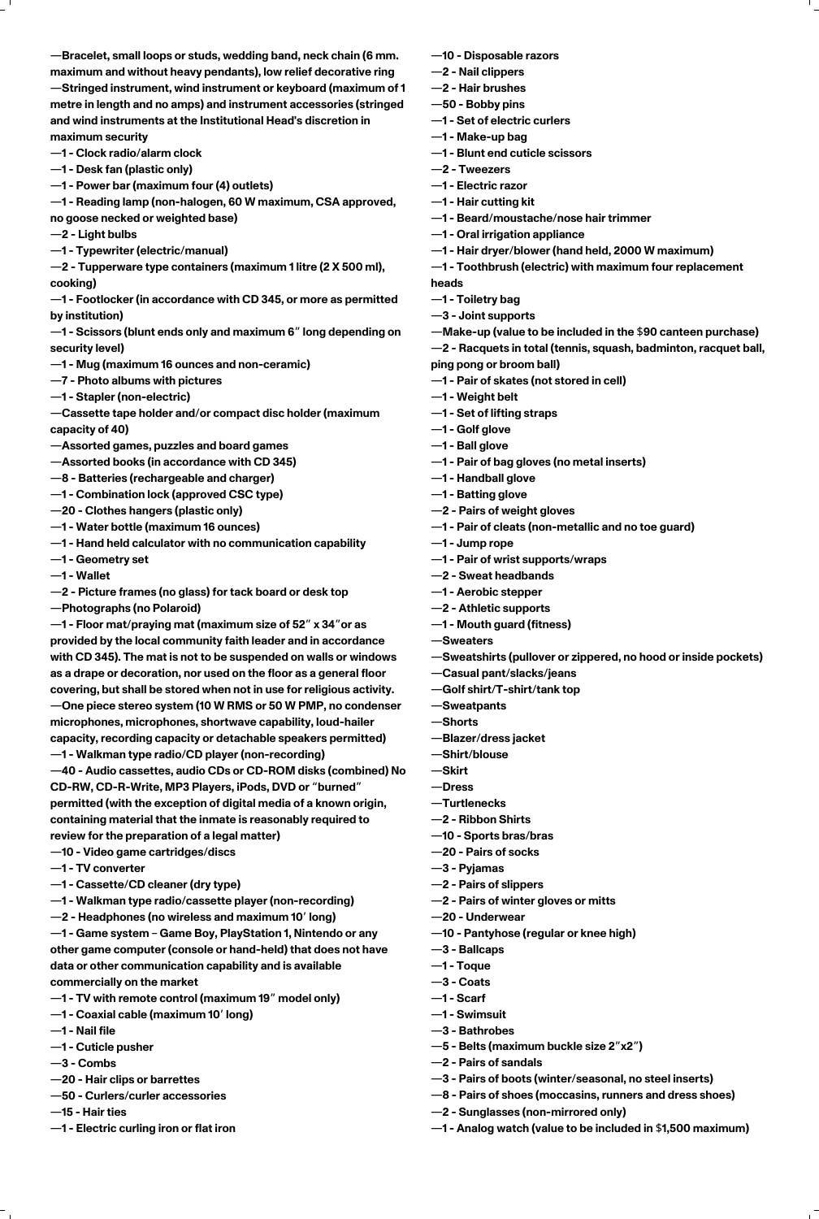**—Bracelet, small loops or studs, wedding band, neck chain (6 mm. maximum and without heavy pendants), low relief decorative ring**
**—Stringed instrument, wind instrument or keyboard (maximum of 1 metre in length and no amps) and instrument accessories (stringed and wind instruments at the Institutional Head's discretion in maximum security**
**—1 - Clock radio/alarm clock**
**—1 - Desk fan (plastic only)**
**—1 - Power bar (maximum four (4) outlets)**
**—1 - Reading lamp (non-halogen, 60 W maximum, CSA approved, no goose necked or weighted base)**
**—2 - Light bulbs**
**—1 - Typewriter (electric/manual)**
**—2 - Tupperware type containers (maximum 1 litre (2 X 500 ml), cooking)**
**—1 - Footlocker (in accordance with CD 345, or more as permitted by institution)**
**—1 - Scissors (blunt ends only and maximum 6″ long depending on security level)**
**—1 - Mug (maximum 16 ounces and non-ceramic)**
**—7 - Photo albums with pictures**
**—1 - Stapler (non-electric)**
**—Cassette tape holder and/or compact disc holder (maximum capacity of 40)**
**—Assorted games, puzzles and board games**
**—Assorted books (in accordance with CD 345)**
**—8 - Batteries (rechargeable and charger)**
**—1 - Combination lock (approved CSC type)**
**—20 - Clothes hangers (plastic only)**
**—1 - Water bottle (maximum 16 ounces)**
**—1 - Hand held calculator with no communication capability**
**—1 - Geometry set**
**—1 - Wallet**
**—2 - Picture frames (no glass) for tack board or desk top**
**—Photographs (no Polaroid)**
**—1 - Floor mat/praying mat (maximum size of 52″ x 34″or as provided by the local community faith leader and in accordance with CD 345). The mat is not to be suspended on walls or windows as a drape or decoration, nor used on the floor as a general floor covering, but shall be stored when not in use for religious activity.**
**—One piece stereo system (10 W RMS or 50 W PMP, no condenser microphones, microphones, shortwave capability, loud-hailer capacity, recording capacity or detachable speakers permitted)**
**—1 - Walkman type radio/CD player (non-recording)**
**—40 - Audio cassettes, audio CDs or CD-ROM disks (combined) No CD-RW, CD-R-Write, MP3 Players, iPods, DVD or "burned" permitted (with the exception of digital media of a known origin, containing material that the inmate is reasonably required to review for the preparation of a legal matter)**
**—10 - Video game cartridges/discs**
**—1 - TV converter**
**—1 - Cassette/CD cleaner (dry type)**
**—1 - Walkman type radio/cassette player (non-recording)**
**—2 - Headphones (no wireless and maximum 10′ long)**
**—1 - Game system – Game Boy, PlayStation 1, Nintendo or any other game computer (console or hand-held) that does not have data or other communication capability and is available commercially on the market**
**—1 - TV with remote control (maximum 19″ model only)**
**—1 - Coaxial cable (maximum 10′ long)**
**—1 - Nail file**
**—1 - Cuticle pusher**
**—3 - Combs**
**—20 - Hair clips or barrettes**
**—50 - Curlers/curler accessories**
**—15 - Hair ties**
**—1 - Electric curling iron or flat iron**
**—10 - Disposable razors**
**—2 - Nail clippers**
**—2 - Hair brushes**
**—50 - Bobby pins**
**—1 - Set of electric curlers**
**—1 - Make-up bag**
**—1 - Blunt end cuticle scissors**
**—2 - Tweezers**
**—1 - Electric razor**
**—1 - Hair cutting kit**
**—1 - Beard/moustache/nose hair trimmer**
**—1 - Oral irrigation appliance**
**—1 - Hair dryer/blower (hand held, 2000 W maximum)**
**—1 - Toothbrush (electric) with maximum four replacement heads**
**—1 - Toiletry bag**
**—3 - Joint supports**
**—Make-up (value to be included in the $90 canteen purchase)**
**—2 - Racquets in total (tennis, squash, badminton, racquet ball, ping pong or broom ball)**
**—1 - Pair of skates (not stored in cell)**
**—1 - Weight belt**
**—1 - Set of lifting straps**
**—1 - Golf glove**
**—1 - Ball glove**
**—1 - Pair of bag gloves (no metal inserts)**
**—1 - Handball glove**
**—1 - Batting glove**
**—2 - Pairs of weight gloves**
**—1 - Pair of cleats (non-metallic and no toe guard)**
**—1 - Jump rope**
**—1 - Pair of wrist supports/wraps**
**—2 - Sweat headbands**
**—1 - Aerobic stepper**
**—2 - Athletic supports**
**—1 - Mouth guard (fitness)**
**—Sweaters**
**—Sweatshirts (pullover or zippered, no hood or inside pockets)**
**—Casual pant/slacks/jeans**
**—Golf shirt/T-shirt/tank top**
**—Sweatpants**
**—Shorts**
**—Blazer/dress jacket**
**—Shirt/blouse**
**—Skirt**
**—Dress**
**—Turtlenecks**
**—2 - Ribbon Shirts**
**—10 - Sports bras/bras**
**—20 - Pairs of socks**
**—3 - Pyjamas**
**—2 - Pairs of slippers**
**—2 - Pairs of winter gloves or mitts**
**—20 - Underwear**
**—10 - Pantyhose (regular or knee high)**
**—3 - Ballcaps**
**—1 - Toque**
**—3 - Coats**
**—1 - Scarf**
**—1 - Swimsuit**
**—3 - Bathrobes**
**—5 - Belts (maximum buckle size 2″x2″)**
**—2 - Pairs of sandals**
**—3 - Pairs of boots (winter/seasonal, no steel inserts)**
**—8 - Pairs of shoes (moccasins, runners and dress shoes)**
**—2 - Sunglasses (non-mirrored only)**
**—1 - Analog watch (value to be included in $1,500 maximum)**